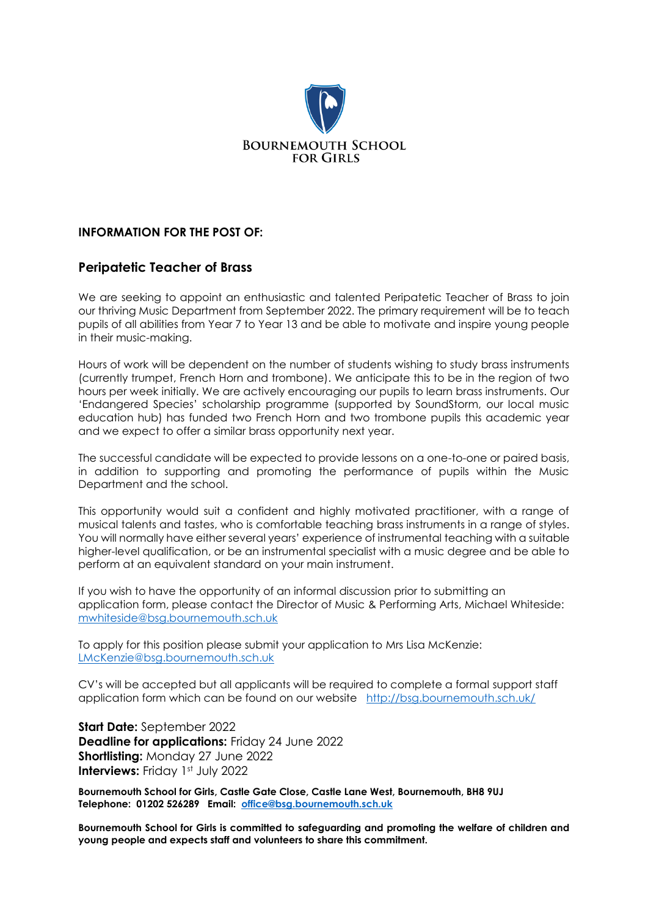**BOURNEMOUTH SCHOOL FOR GIRLS**

**INFORMATION FOR THE POST OF:**

## Peripatetic Teacher of Brass

We are seeking to appoint an enthusiastic and talented Peripatetic Teacher of Brass to join our thriving Music Department from September 2022. The primary requirement will be to teach pupils of all abilities from Year 7 to Year 13 and be able to motivate and inspire young people in their music-making.

Hours of work will be dependent on the number of students wishing to study brass instruments (currently trumpet, French Horn and trombone). We anticipate this to be in the region of two hours per week initially. We are actively encouraging our pupils to learn brass instruments. Our 'Endangered Species' scholarship programme (supported by SoundStorm, our local music education hub) has funded two French Horn and two trombone pupils this academic year and we expect to offer a similar brass opportunity next year.

The successful candidate will be expected to provide lessons on a one-to-one or paired basis, in addition to supporting and promoting the performance of pupils within the Music Department and the school.

This opportunity would suit a confident and highly motivated practitioner, with a range of musical talents and tastes, who is comfortable teaching brass instruments in a range of styles. You will normally have either several years' experience of instrumental teaching with a suitable higher-level qualification, or be an instrumental specialist with a music degree and be able to perform at an equivalent standard on your main instrument.

If you wish to have the opportunity of an informal discussion prior to submitting an application form, please contact the Director of Music & Performing Arts, Michael Whiteside: mwhiteside@bsg.bournemouth.sch.uk

To apply for this position please submit your application to Mrs Lisa McKenzie: LMcKenzie@bsg.bournemouth.sch.uk

CV's will be accepted but all applicants will be required to complete a formal support staff application form which can be found on our website http://bsg.bournemouth.sch.uk/

**Start Date:** September 2022
**Deadline for applications:** Friday 24 June 2022
**Shortlisting:** Monday 27 June 2022
**Interviews:** Friday 1st July 2022

**Bournemouth School for Girls, Castle Gate Close, Castle Lane West, Bournemouth, BH8 9UJ**
**Telephone: 01202 526289 Email: office@bsg.bournemouth.sch.uk**

**Bournemouth School for Girls is committed to safeguarding and promoting the welfare of children and young people and expects staff and volunteers to share this commitment.**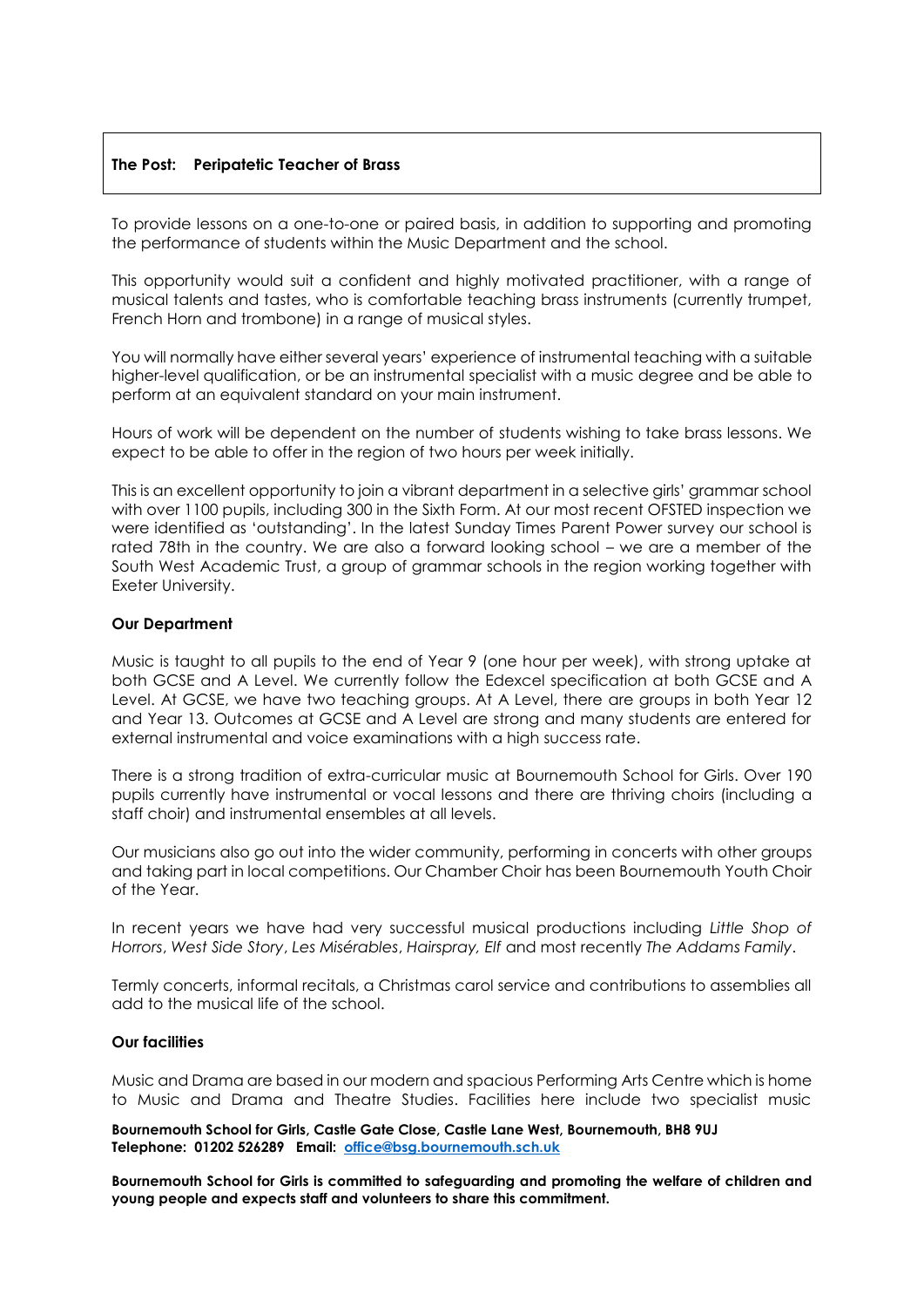**The Post: Peripatetic Teacher of Brass**

To provide lessons on a one-to-one or paired basis, in addition to supporting and promoting the performance of students within the Music Department and the school.

This opportunity would suit a confident and highly motivated practitioner, with a range of musical talents and tastes, who is comfortable teaching brass instruments (currently trumpet, French Horn and trombone) in a range of musical styles.

You will normally have either several years' experience of instrumental teaching with a suitable higher-level qualification, or be an instrumental specialist with a music degree and be able to perform at an equivalent standard on your main instrument.

Hours of work will be dependent on the number of students wishing to take brass lessons. We expect to be able to offer in the region of two hours per week initially.

This is an excellent opportunity to join a vibrant department in a selective girls' grammar school with over 1100 pupils, including 300 in the Sixth Form. At our most recent OFSTED inspection we were identified as 'outstanding'. In the latest Sunday Times Parent Power survey our school is rated 78th in the country. We are also a forward looking school – we are a member of the South West Academic Trust, a group of grammar schools in the region working together with Exeter University.

**Our Department**

Music is taught to all pupils to the end of Year 9 (one hour per week), with strong uptake at both GCSE and A Level. We currently follow the Edexcel specification at both GCSE and A Level. At GCSE, we have two teaching groups. At A Level, there are groups in both Year 12 and Year 13. Outcomes at GCSE and A Level are strong and many students are entered for external instrumental and voice examinations with a high success rate.

There is a strong tradition of extra-curricular music at Bournemouth School for Girls. Over 190 pupils currently have instrumental or vocal lessons and there are thriving choirs (including a staff choir) and instrumental ensembles at all levels.

Our musicians also go out into the wider community, performing in concerts with other groups and taking part in local competitions. Our Chamber Choir has been Bournemouth Youth Choir of the Year.

In recent years we have had very successful musical productions including *Little Shop of Horrors*, *West Side Story*, *Les Misérables*, *Hairspray, Elf* and most recently *The Addams Family*.

Termly concerts, informal recitals, a Christmas carol service and contributions to assemblies all add to the musical life of the school.

**Our facilities**

Music and Drama are based in our modern and spacious Performing Arts Centre which is home to Music and Drama and Theatre Studies. Facilities here include two specialist music

**Bournemouth School for Girls, Castle Gate Close, Castle Lane West, Bournemouth, BH8 9UJ**
**Telephone: 01202 526289 Email: office@bsg.bournemouth.sch.uk**

**Bournemouth School for Girls is committed to safeguarding and promoting the welfare of children and young people and expects staff and volunteers to share this commitment.**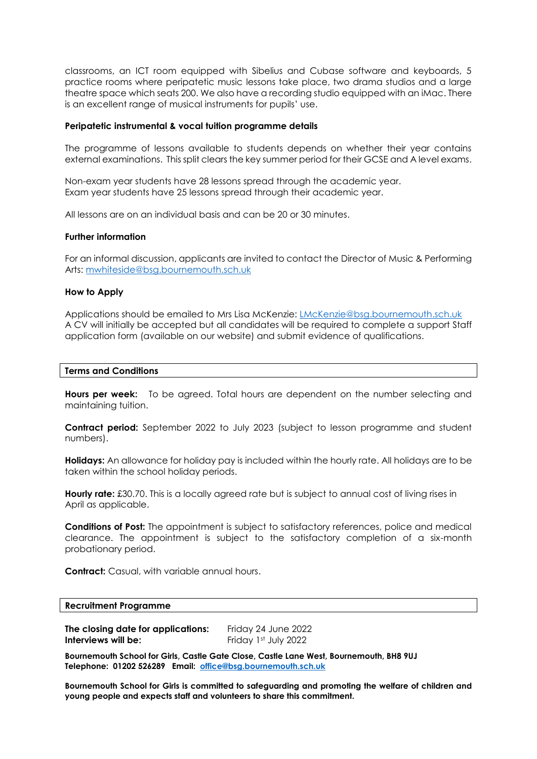classrooms, an ICT room equipped with Sibelius and Cubase software and keyboards, 5 practice rooms where peripatetic music lessons take place, two drama studios and a large theatre space which seats 200. We also have a recording studio equipped with an iMac. There is an excellent range of musical instruments for pupils' use.

**Peripatetic instrumental & vocal tuition programme details**

The programme of lessons available to students depends on whether their year contains external examinations. This split clears the key summer period for their GCSE and A level exams.

Non-exam year students have 28 lessons spread through the academic year.
Exam year students have 25 lessons spread through their academic year.

All lessons are on an individual basis and can be 20 or 30 minutes.

**Further information**

For an informal discussion, applicants are invited to contact the Director of Music & Performing Arts: mwhiteside@bsg.bournemouth.sch.uk

**How to Apply**

Applications should be emailed to Mrs Lisa McKenzie: LMcKenzie@bsg.bournemouth.sch.uk
A CV will initially be accepted but all candidates will be required to complete a support Staff application form (available on our website) and submit evidence of qualifications.

## Terms and Conditions

**Hours per week:** To be agreed. Total hours are dependent on the number selecting and maintaining tuition.

**Contract period:** September 2022 to July 2023 (subject to lesson programme and student numbers).

**Holidays:** An allowance for holiday pay is included within the hourly rate. All holidays are to be taken within the school holiday periods.

**Hourly rate:** £30.70. This is a locally agreed rate but is subject to annual cost of living rises in April as applicable.

**Conditions of Post:** The appointment is subject to satisfactory references, police and medical clearance. The appointment is subject to the satisfactory completion of a six-month probationary period.

**Contract:** Casual, with variable annual hours.

## Recruitment Programme

**The closing date for applications:** Friday 24 June 2022
**Interviews will be:** Friday 1st July 2022

**Bournemouth School for Girls, Castle Gate Close, Castle Lane West, Bournemouth, BH8 9UJ**
**Telephone: 01202 526289 Email: office@bsg.bournemouth.sch.uk**

**Bournemouth School for Girls is committed to safeguarding and promoting the welfare of children and young people and expects staff and volunteers to share this commitment.**